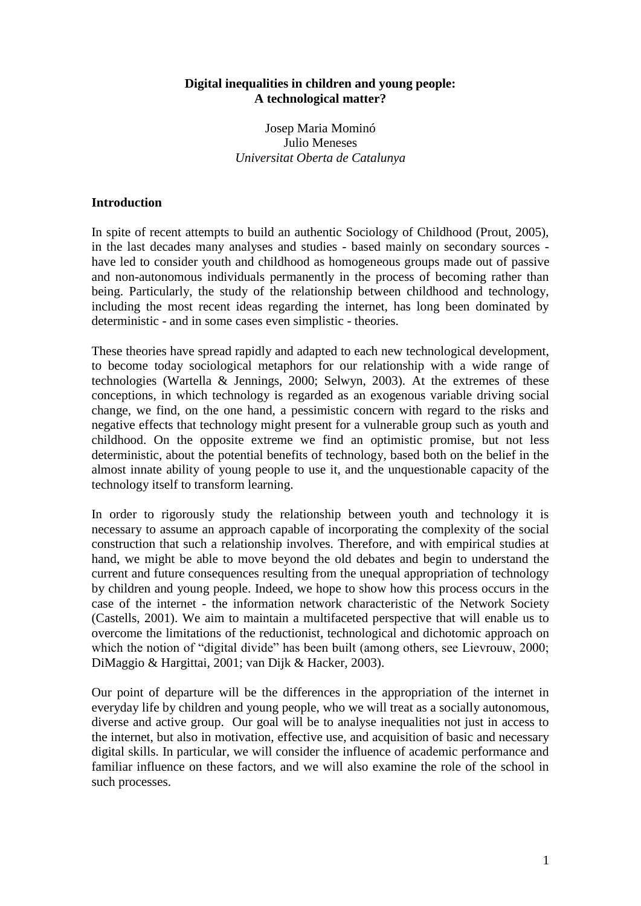# Digital inequalities in children and young people: A technological matter?

Josep Maria Mominó
Julio Meneses
*Universitat Oberta de Catalunya*

## Introduction

In spite of recent attempts to build an authentic Sociology of Childhood (Prout, 2005), in the last decades many analyses and studies - based mainly on secondary sources - have led to consider youth and childhood as homogeneous groups made out of passive and non-autonomous individuals permanently in the process of becoming rather than being. Particularly, the study of the relationship between childhood and technology, including the most recent ideas regarding the internet, has long been dominated by deterministic - and in some cases even simplistic - theories.

These theories have spread rapidly and adapted to each new technological development, to become today sociological metaphors for our relationship with a wide range of technologies (Wartella & Jennings, 2000; Selwyn, 2003). At the extremes of these conceptions, in which technology is regarded as an exogenous variable driving social change, we find, on the one hand, a pessimistic concern with regard to the risks and negative effects that technology might present for a vulnerable group such as youth and childhood. On the opposite extreme we find an optimistic promise, but not less deterministic, about the potential benefits of technology, based both on the belief in the almost innate ability of young people to use it, and the unquestionable capacity of the technology itself to transform learning.

In order to rigorously study the relationship between youth and technology it is necessary to assume an approach capable of incorporating the complexity of the social construction that such a relationship involves. Therefore, and with empirical studies at hand, we might be able to move beyond the old debates and begin to understand the current and future consequences resulting from the unequal appropriation of technology by children and young people. Indeed, we hope to show how this process occurs in the case of the internet - the information network characteristic of the Network Society (Castells, 2001). We aim to maintain a multifaceted perspective that will enable us to overcome the limitations of the reductionist, technological and dichotomic approach on which the notion of "digital divide" has been built (among others, see Lievrouw, 2000; DiMaggio & Hargittai, 2001; van Dijk & Hacker, 2003).

Our point of departure will be the differences in the appropriation of the internet in everyday life by children and young people, who we will treat as a socially autonomous, diverse and active group. Our goal will be to analyse inequalities not just in access to the internet, but also in motivation, effective use, and acquisition of basic and necessary digital skills. In particular, we will consider the influence of academic performance and familiar influence on these factors, and we will also examine the role of the school in such processes.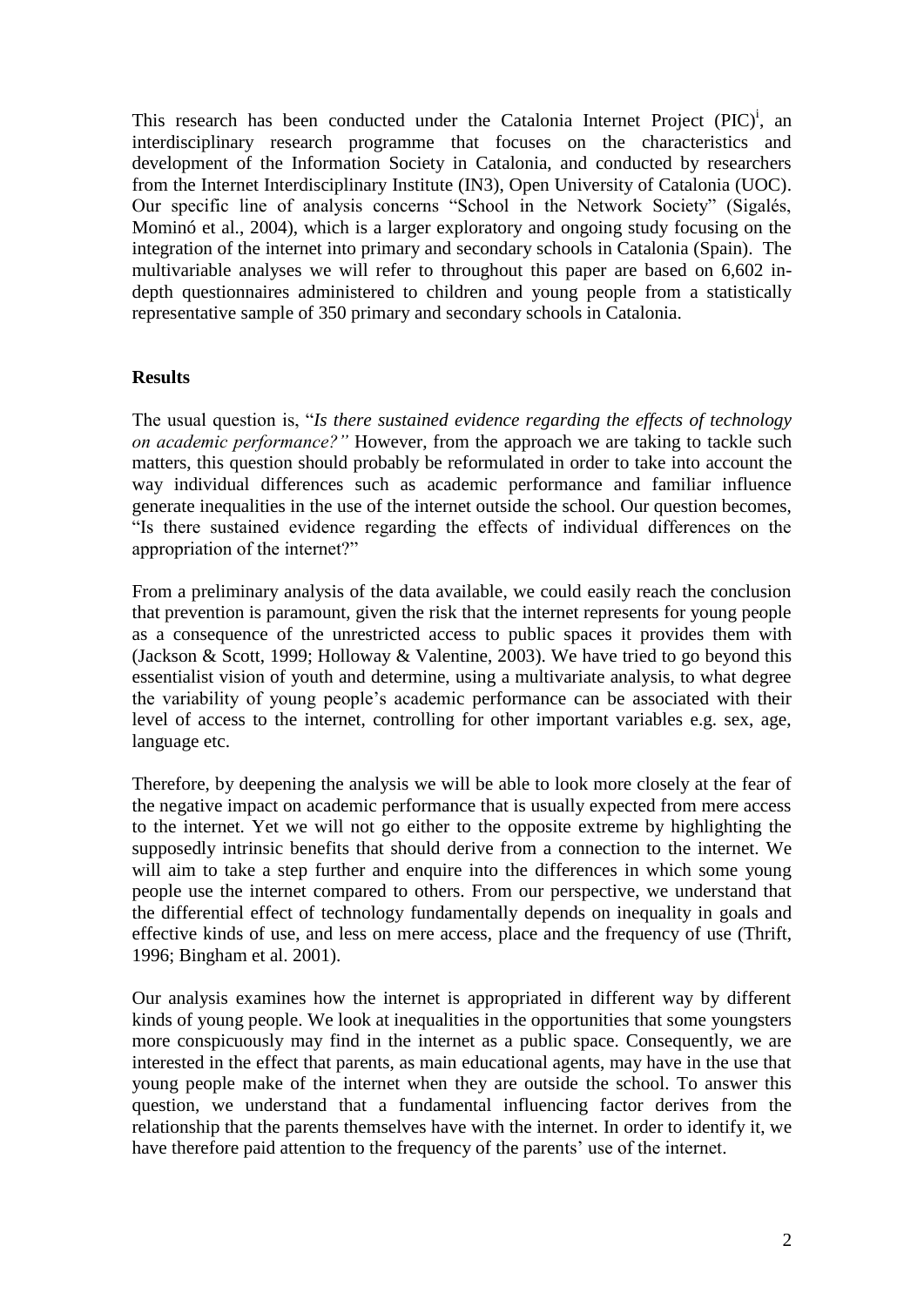This research has been conducted under the Catalonia Internet Project (PIC)[i], an interdisciplinary research programme that focuses on the characteristics and development of the Information Society in Catalonia, and conducted by researchers from the Internet Interdisciplinary Institute (IN3), Open University of Catalonia (UOC). Our specific line of analysis concerns "School in the Network Society" (Sigalés, Mominó et al., 2004), which is a larger exploratory and ongoing study focusing on the integration of the internet into primary and secondary schools in Catalonia (Spain). The multivariable analyses we will refer to throughout this paper are based on 6,602 in-depth questionnaires administered to children and young people from a statistically representative sample of 350 primary and secondary schools in Catalonia.

## Results

The usual question is, "*Is there sustained evidence regarding the effects of technology on academic performance?"* However, from the approach we are taking to tackle such matters, this question should probably be reformulated in order to take into account the way individual differences such as academic performance and familiar influence generate inequalities in the use of the internet outside the school. Our question becomes, "Is there sustained evidence regarding the effects of individual differences on the appropriation of the internet?"

From a preliminary analysis of the data available, we could easily reach the conclusion that prevention is paramount, given the risk that the internet represents for young people as a consequence of the unrestricted access to public spaces it provides them with (Jackson & Scott, 1999; Holloway & Valentine, 2003). We have tried to go beyond this essentialist vision of youth and determine, using a multivariate analysis, to what degree the variability of young people's academic performance can be associated with their level of access to the internet, controlling for other important variables e.g. sex, age, language etc.

Therefore, by deepening the analysis we will be able to look more closely at the fear of the negative impact on academic performance that is usually expected from mere access to the internet. Yet we will not go either to the opposite extreme by highlighting the supposedly intrinsic benefits that should derive from a connection to the internet. We will aim to take a step further and enquire into the differences in which some young people use the internet compared to others. From our perspective, we understand that the differential effect of technology fundamentally depends on inequality in goals and effective kinds of use, and less on mere access, place and the frequency of use (Thrift, 1996; Bingham et al. 2001).

Our analysis examines how the internet is appropriated in different way by different kinds of young people. We look at inequalities in the opportunities that some youngsters more conspicuously may find in the internet as a public space. Consequently, we are interested in the effect that parents, as main educational agents, may have in the use that young people make of the internet when they are outside the school. To answer this question, we understand that a fundamental influencing factor derives from the relationship that the parents themselves have with the internet. In order to identify it, we have therefore paid attention to the frequency of the parents' use of the internet.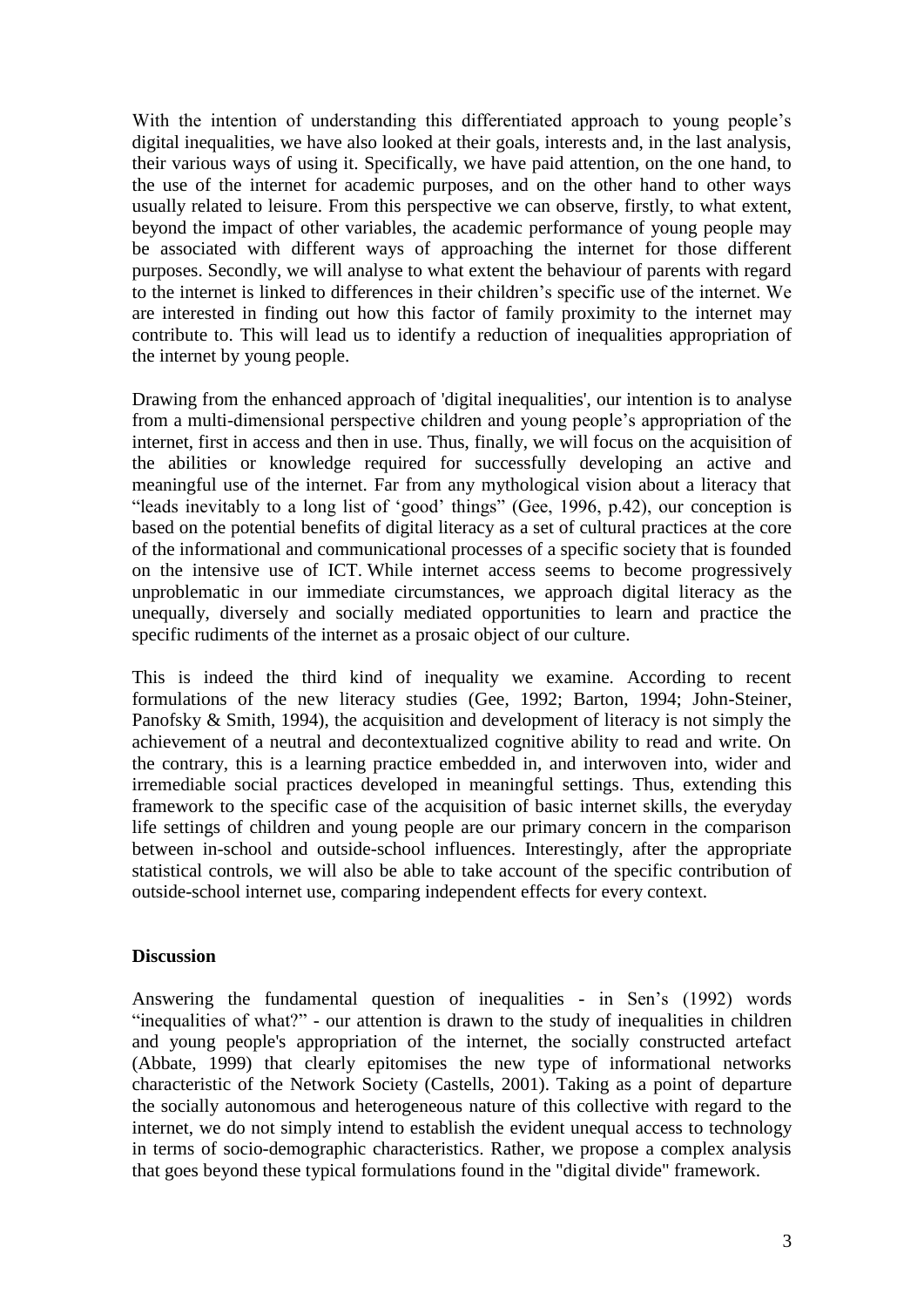With the intention of understanding this differentiated approach to young people's digital inequalities, we have also looked at their goals, interests and, in the last analysis, their various ways of using it. Specifically, we have paid attention, on the one hand, to the use of the internet for academic purposes, and on the other hand to other ways usually related to leisure. From this perspective we can observe, firstly, to what extent, beyond the impact of other variables, the academic performance of young people may be associated with different ways of approaching the internet for those different purposes. Secondly, we will analyse to what extent the behaviour of parents with regard to the internet is linked to differences in their children's specific use of the internet. We are interested in finding out how this factor of family proximity to the internet may contribute to. This will lead us to identify a reduction of inequalities appropriation of the internet by young people.

Drawing from the enhanced approach of 'digital inequalities', our intention is to analyse from a multi-dimensional perspective children and young people's appropriation of the internet, first in access and then in use. Thus, finally, we will focus on the acquisition of the abilities or knowledge required for successfully developing an active and meaningful use of the internet. Far from any mythological vision about a literacy that "leads inevitably to a long list of 'good' things" (Gee, 1996, p.42), our conception is based on the potential benefits of digital literacy as a set of cultural practices at the core of the informational and communicational processes of a specific society that is founded on the intensive use of ICT. While internet access seems to become progressively unproblematic in our immediate circumstances, we approach digital literacy as the unequally, diversely and socially mediated opportunities to learn and practice the specific rudiments of the internet as a prosaic object of our culture.

This is indeed the third kind of inequality we examine. According to recent formulations of the new literacy studies (Gee, 1992; Barton, 1994; John-Steiner, Panofsky & Smith, 1994), the acquisition and development of literacy is not simply the achievement of a neutral and decontextualized cognitive ability to read and write. On the contrary, this is a learning practice embedded in, and interwoven into, wider and irremediable social practices developed in meaningful settings. Thus, extending this framework to the specific case of the acquisition of basic internet skills, the everyday life settings of children and young people are our primary concern in the comparison between in-school and outside-school influences. Interestingly, after the appropriate statistical controls, we will also be able to take account of the specific contribution of outside-school internet use, comparing independent effects for every context.

## Discussion

Answering the fundamental question of inequalities - in Sen's (1992) words "inequalities of what?" - our attention is drawn to the study of inequalities in children and young people's appropriation of the internet, the socially constructed artefact (Abbate, 1999) that clearly epitomises the new type of informational networks characteristic of the Network Society (Castells, 2001). Taking as a point of departure the socially autonomous and heterogeneous nature of this collective with regard to the internet, we do not simply intend to establish the evident unequal access to technology in terms of socio-demographic characteristics. Rather, we propose a complex analysis that goes beyond these typical formulations found in the "digital divide" framework.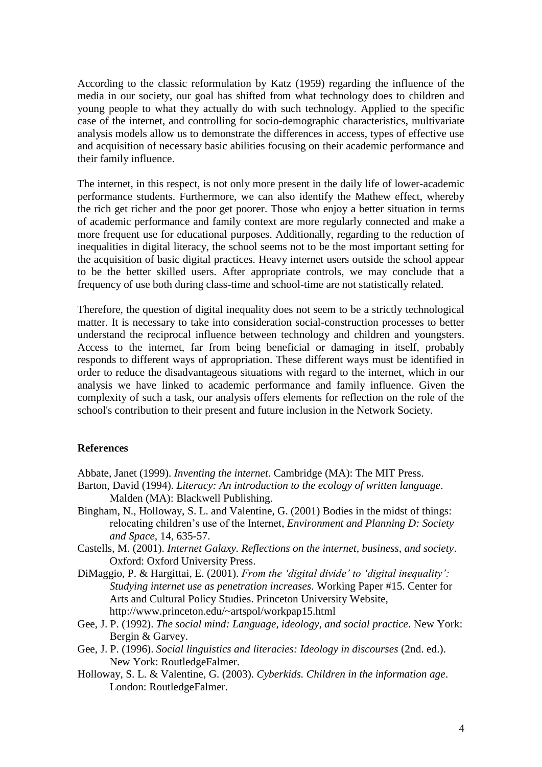According to the classic reformulation by Katz (1959) regarding the influence of the media in our society, our goal has shifted from what technology does to children and young people to what they actually do with such technology. Applied to the specific case of the internet, and controlling for socio-demographic characteristics, multivariate analysis models allow us to demonstrate the differences in access, types of effective use and acquisition of necessary basic abilities focusing on their academic performance and their family influence.

The internet, in this respect, is not only more present in the daily life of lower-academic performance students. Furthermore, we can also identify the Mathew effect, whereby the rich get richer and the poor get poorer. Those who enjoy a better situation in terms of academic performance and family context are more regularly connected and make a more frequent use for educational purposes. Additionally, regarding to the reduction of inequalities in digital literacy, the school seems not to be the most important setting for the acquisition of basic digital practices. Heavy internet users outside the school appear to be the better skilled users. After appropriate controls, we may conclude that a frequency of use both during class-time and school-time are not statistically related.

Therefore, the question of digital inequality does not seem to be a strictly technological matter. It is necessary to take into consideration social-construction processes to better understand the reciprocal influence between technology and children and youngsters. Access to the internet, far from being beneficial or damaging in itself, probably responds to different ways of appropriation. These different ways must be identified in order to reduce the disadvantageous situations with regard to the internet, which in our analysis we have linked to academic performance and family influence. Given the complexity of such a task, our analysis offers elements for reflection on the role of the school's contribution to their present and future inclusion in the Network Society.

## References

Abbate, Janet (1999). *Inventing the internet*. Cambridge (MA): The MIT Press.

Barton, David (1994). *Literacy: An introduction to the ecology of written language*. Malden (MA): Blackwell Publishing.

Bingham, N., Holloway, S. L. and Valentine, G. (2001) Bodies in the midst of things: relocating children's use of the Internet, *Environment and Planning D: Society and Space*, 14, 635-57.

Castells, M. (2001). *Internet Galaxy. Reflections on the internet, business, and society*. Oxford: Oxford University Press.

DiMaggio, P. & Hargittai, E. (2001). *From the 'digital divide' to 'digital inequality': Studying internet use as penetration increases*. Working Paper #15. Center for Arts and Cultural Policy Studies. Princeton University Website, http://www.princeton.edu/~artspol/workpap15.html

Gee, J. P. (1992). *The social mind: Language, ideology, and social practice*. New York: Bergin & Garvey.

Gee, J. P. (1996). *Social linguistics and literacies: Ideology in discourses* (2nd. ed.). New York: RoutledgeFalmer.

Holloway, S. L. & Valentine, G. (2003). *Cyberkids. Children in the information age*. London: RoutledgeFalmer.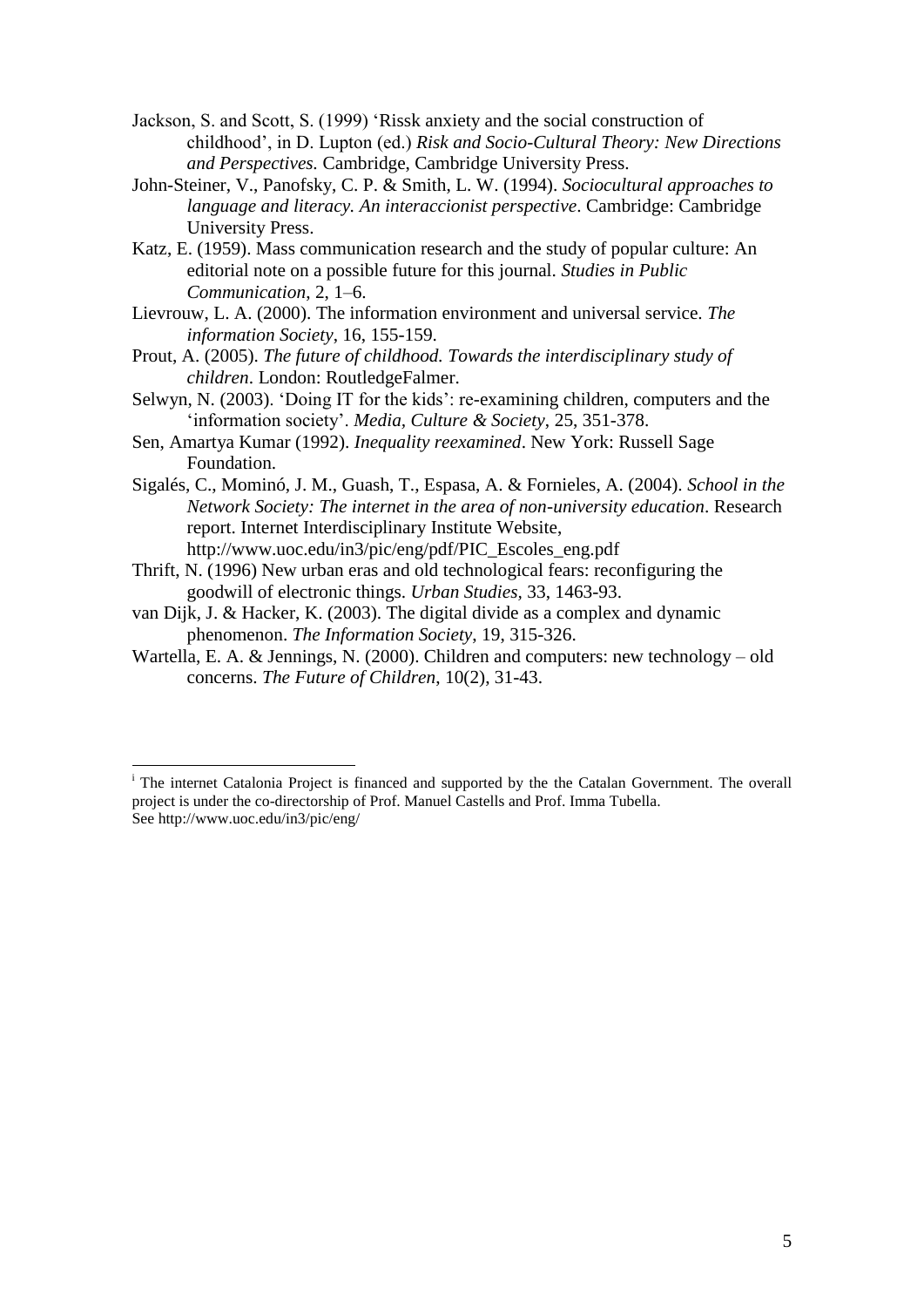Jackson, S. and Scott, S. (1999) 'Rissk anxiety and the social construction of childhood', in D. Lupton (ed.) *Risk and Socio-Cultural Theory: New Directions and Perspectives.* Cambridge, Cambridge University Press.

John-Steiner, V., Panofsky, C. P. & Smith, L. W. (1994). *Sociocultural approaches to language and literacy. An interaccionist perspective*. Cambridge: Cambridge University Press.

Katz, E. (1959). Mass communication research and the study of popular culture: An editorial note on a possible future for this journal. *Studies in Public Communication*, 2, 1–6.

Lievrouw, L. A. (2000). The information environment and universal service. *The information Society*, 16, 155-159.

Prout, A. (2005). *The future of childhood. Towards the interdisciplinary study of children*. London: RoutledgeFalmer.

Selwyn, N. (2003). 'Doing IT for the kids': re-examining children, computers and the 'information society'. *Media, Culture & Society*, 25, 351-378.

Sen, Amartya Kumar (1992). *Inequality reexamined*. New York: Russell Sage Foundation.

Sigalés, C., Mominó, J. M., Guash, T., Espasa, A. & Fornieles, A. (2004). *School in the Network Society: The internet in the area of non-university education*. Research report. Internet Interdisciplinary Institute Website, http://www.uoc.edu/in3/pic/eng/pdf/PIC_Escoles_eng.pdf

Thrift, N. (1996) New urban eras and old technological fears: reconfiguring the goodwill of electronic things. *Urban Studies,* 33, 1463-93.

van Dijk, J. & Hacker, K. (2003). The digital divide as a complex and dynamic phenomenon. *The Information Society*, 19, 315-326.

Wartella, E. A. & Jennings, N. (2000). Children and computers: new technology – old concerns. *The Future of Children*, 10(2), 31-43.

---

[i] The internet Catalonia Project is financed and supported by the the Catalan Government. The overall project is under the co-directorship of Prof. Manuel Castells and Prof. Imma Tubella. See http://www.uoc.edu/in3/pic/eng/